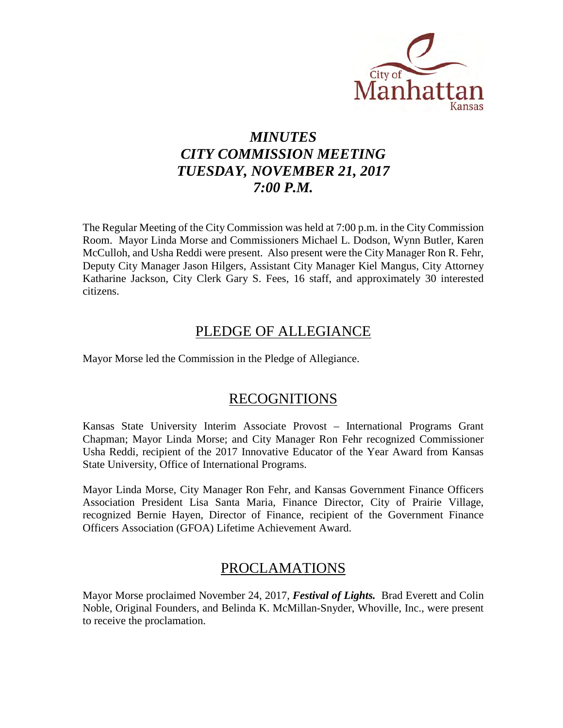# *MINUTES*
# *CITY COMMISSION MEETING*
# *TUESDAY, NOVEMBER 21, 2017*
# *7:00 P.M.*

The Regular Meeting of the City Commission was held at 7:00 p.m. in the City Commission Room. Mayor Linda Morse and Commissioners Michael L. Dodson, Wynn Butler, Karen McCulloh, and Usha Reddi were present. Also present were the City Manager Ron R. Fehr, Deputy City Manager Jason Hilgers, Assistant City Manager Kiel Mangus, City Attorney Katharine Jackson, City Clerk Gary S. Fees, 16 staff, and approximately 30 interested citizens.

## PLEDGE OF ALLEGIANCE

Mayor Morse led the Commission in the Pledge of Allegiance.

## RECOGNITIONS

Kansas State University Interim Associate Provost – International Programs Grant Chapman; Mayor Linda Morse; and City Manager Ron Fehr recognized Commissioner Usha Reddi, recipient of the 2017 Innovative Educator of the Year Award from Kansas State University, Office of International Programs.

Mayor Linda Morse, City Manager Ron Fehr, and Kansas Government Finance Officers Association President Lisa Santa Maria, Finance Director, City of Prairie Village, recognized Bernie Hayen, Director of Finance, recipient of the Government Finance Officers Association (GFOA) Lifetime Achievement Award.

## PROCLAMATIONS

Mayor Morse proclaimed November 24, 2017, ***Festival of Lights.*** Brad Everett and Colin Noble, Original Founders, and Belinda K. McMillan-Snyder, Whoville, Inc., were present to receive the proclamation.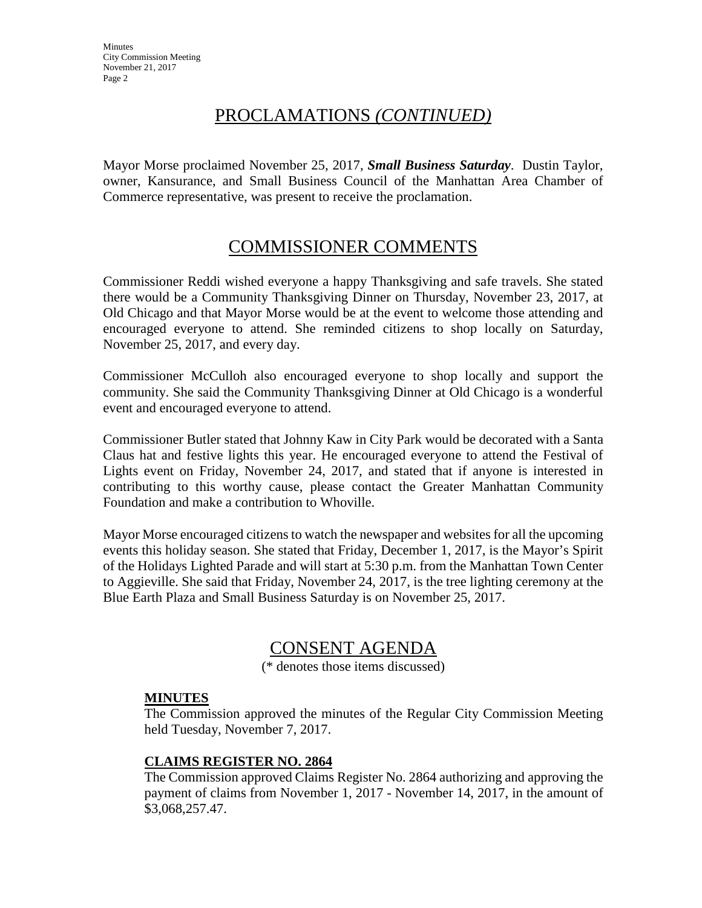## PROCLAMATIONS *(CONTINUED)*

Mayor Morse proclaimed November 25, 2017, ***Small Business Saturday***. Dustin Taylor, owner, Kansurance, and Small Business Council of the Manhattan Area Chamber of Commerce representative, was present to receive the proclamation.

## COMMISSIONER COMMENTS

Commissioner Reddi wished everyone a happy Thanksgiving and safe travels. She stated there would be a Community Thanksgiving Dinner on Thursday, November 23, 2017, at Old Chicago and that Mayor Morse would be at the event to welcome those attending and encouraged everyone to attend. She reminded citizens to shop locally on Saturday, November 25, 2017, and every day.

Commissioner McCulloh also encouraged everyone to shop locally and support the community. She said the Community Thanksgiving Dinner at Old Chicago is a wonderful event and encouraged everyone to attend.

Commissioner Butler stated that Johnny Kaw in City Park would be decorated with a Santa Claus hat and festive lights this year. He encouraged everyone to attend the Festival of Lights event on Friday, November 24, 2017, and stated that if anyone is interested in contributing to this worthy cause, please contact the Greater Manhattan Community Foundation and make a contribution to Whoville.

Mayor Morse encouraged citizens to watch the newspaper and websites for all the upcoming events this holiday season. She stated that Friday, December 1, 2017, is the Mayor's Spirit of the Holidays Lighted Parade and will start at 5:30 p.m. from the Manhattan Town Center to Aggieville. She said that Friday, November 24, 2017, is the tree lighting ceremony at the Blue Earth Plaza and Small Business Saturday is on November 25, 2017.

## CONSENT AGENDA

(* denotes those items discussed)

**MINUTES**

The Commission approved the minutes of the Regular City Commission Meeting held Tuesday, November 7, 2017.

**CLAIMS REGISTER NO. 2864**

The Commission approved Claims Register No. 2864 authorizing and approving the payment of claims from November 1, 2017 - November 14, 2017, in the amount of $3,068,257.47.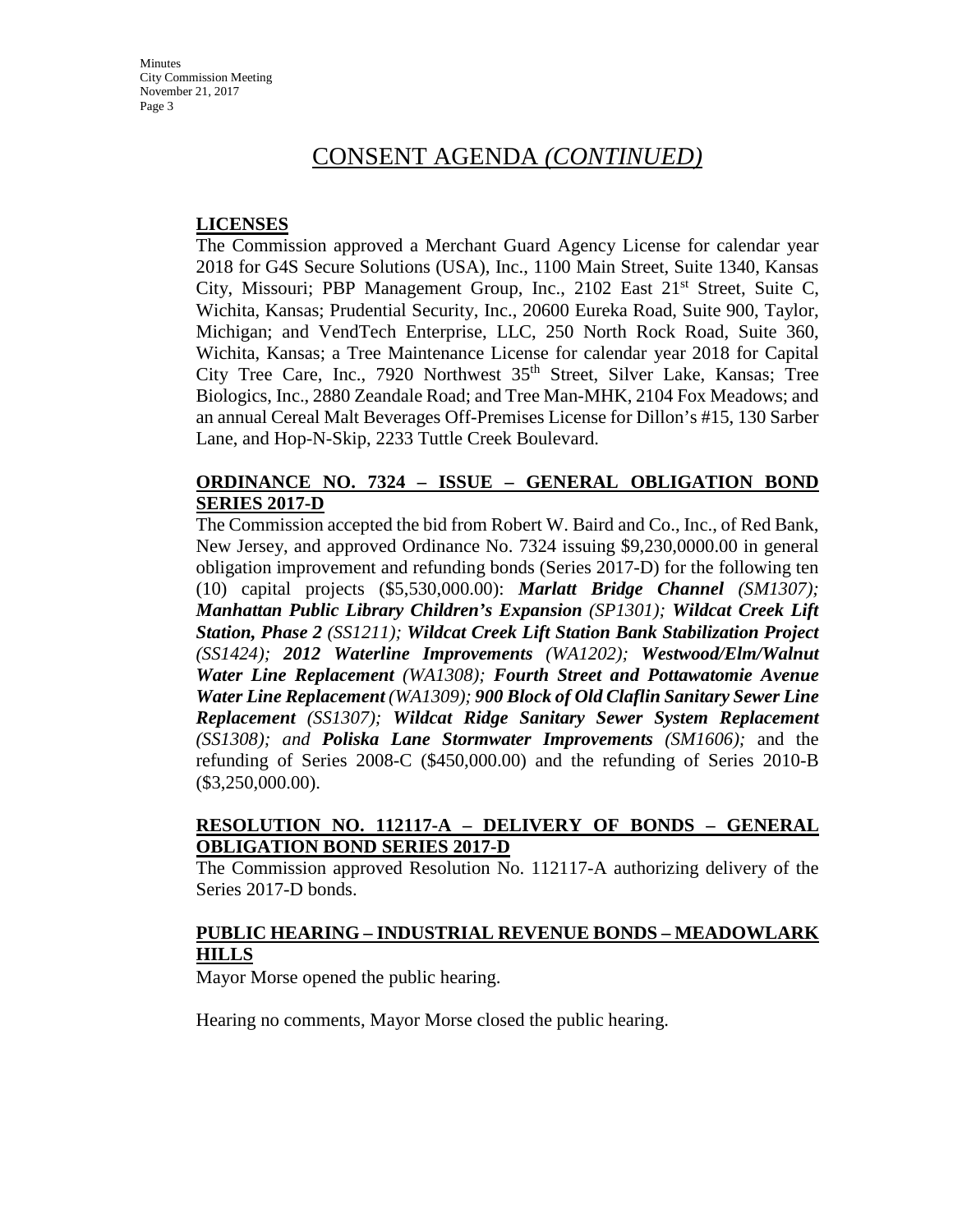# CONSENT AGENDA *(CONTINUED)*

**LICENSES**

The Commission approved a Merchant Guard Agency License for calendar year 2018 for G4S Secure Solutions (USA), Inc., 1100 Main Street, Suite 1340, Kansas City, Missouri; PBP Management Group, Inc., 2102 East 21st Street, Suite C, Wichita, Kansas; Prudential Security, Inc., 20600 Eureka Road, Suite 900, Taylor, Michigan; and VendTech Enterprise, LLC, 250 North Rock Road, Suite 360, Wichita, Kansas; a Tree Maintenance License for calendar year 2018 for Capital City Tree Care, Inc., 7920 Northwest 35th Street, Silver Lake, Kansas; Tree Biologics, Inc., 2880 Zeandale Road; and Tree Man-MHK, 2104 Fox Meadows; and an annual Cereal Malt Beverages Off-Premises License for Dillon's #15, 130 Sarber Lane, and Hop-N-Skip, 2233 Tuttle Creek Boulevard.

**ORDINANCE NO. 7324 – ISSUE – GENERAL OBLIGATION BOND SERIES 2017-D**

The Commission accepted the bid from Robert W. Baird and Co., Inc., of Red Bank, New Jersey, and approved Ordinance No. 7324 issuing $9,230,0000.00 in general obligation improvement and refunding bonds (Series 2017-D) for the following ten (10) capital projects ($5,530,000.00): ***Marlatt Bridge Channel*** *(SM1307);* ***Manhattan Public Library Children's Expansion*** *(SP1301);* ***Wildcat Creek Lift Station, Phase 2*** *(SS1211);* ***Wildcat Creek Lift Station Bank Stabilization Project*** *(SS1424);* ***2012 Waterline Improvements*** *(WA1202);* ***Westwood/Elm/Walnut Water Line Replacement*** *(WA1308);* ***Fourth Street and Pottawatomie Avenue Water Line Replacement*** *(WA1309);* ***900 Block of Old Claflin Sanitary Sewer Line Replacement*** *(SS1307);* ***Wildcat Ridge Sanitary Sewer System Replacement*** *(SS1308); and* ***Poliska Lane Stormwater Improvements*** *(SM1606);* and the refunding of Series 2008-C ($450,000.00) and the refunding of Series 2010-B ($3,250,000.00).

**RESOLUTION NO. 112117-A – DELIVERY OF BONDS – GENERAL OBLIGATION BOND SERIES 2017-D**

The Commission approved Resolution No. 112117-A authorizing delivery of the Series 2017-D bonds.

**PUBLIC HEARING – INDUSTRIAL REVENUE BONDS – MEADOWLARK HILLS**

Mayor Morse opened the public hearing.

Hearing no comments, Mayor Morse closed the public hearing.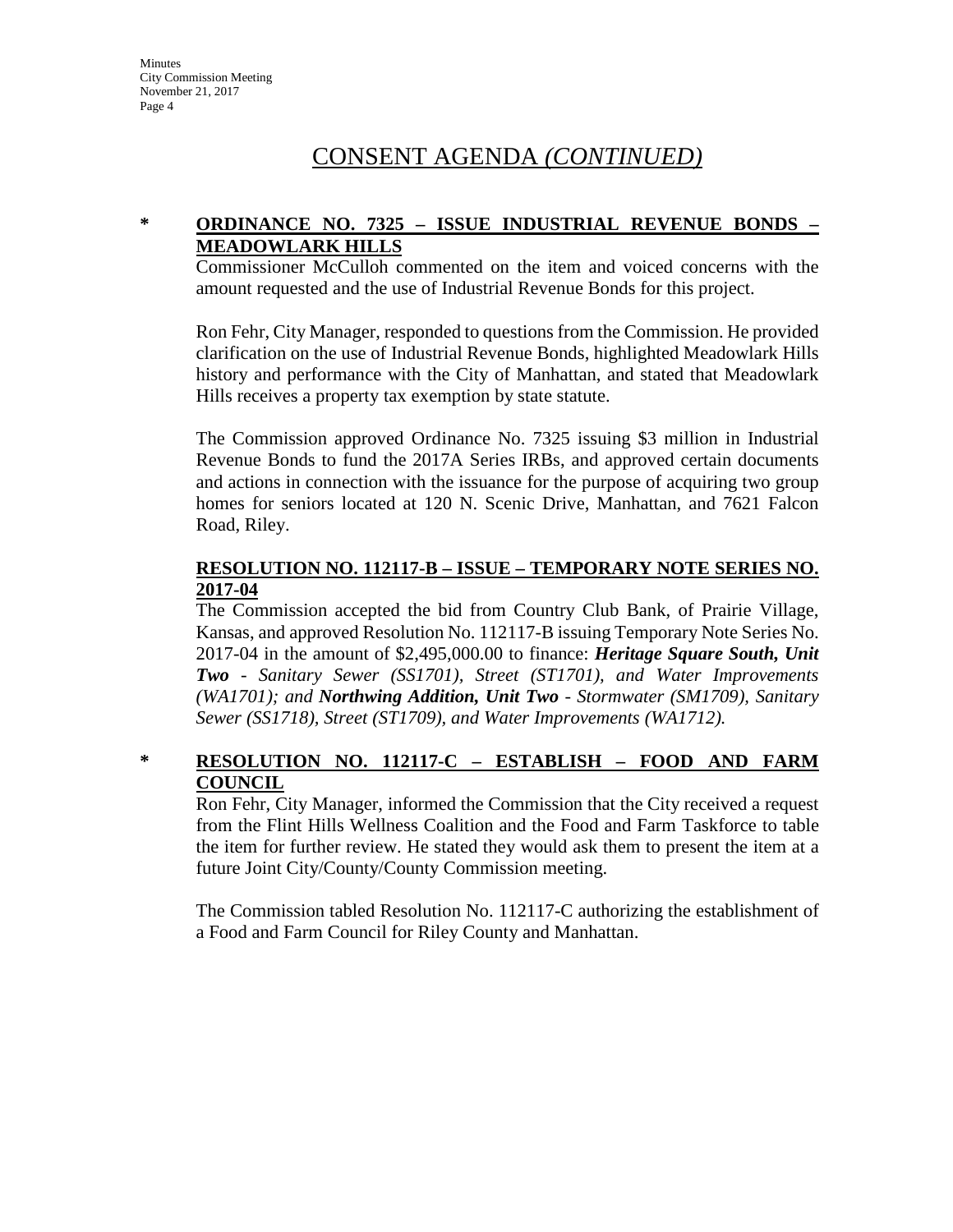# CONSENT AGENDA *(CONTINUED)*

\* **ORDINANCE NO. 7325 – ISSUE INDUSTRIAL REVENUE BONDS – MEADOWLARK HILLS**

Commissioner McCulloh commented on the item and voiced concerns with the amount requested and the use of Industrial Revenue Bonds for this project.

Ron Fehr, City Manager, responded to questions from the Commission. He provided clarification on the use of Industrial Revenue Bonds, highlighted Meadowlark Hills history and performance with the City of Manhattan, and stated that Meadowlark Hills receives a property tax exemption by state statute.

The Commission approved Ordinance No. 7325 issuing $3 million in Industrial Revenue Bonds to fund the 2017A Series IRBs, and approved certain documents and actions in connection with the issuance for the purpose of acquiring two group homes for seniors located at 120 N. Scenic Drive, Manhattan, and 7621 Falcon Road, Riley.

**RESOLUTION NO. 112117-B – ISSUE – TEMPORARY NOTE SERIES NO. 2017-04**

The Commission accepted the bid from Country Club Bank, of Prairie Village, Kansas, and approved Resolution No. 112117-B issuing Temporary Note Series No. 2017-04 in the amount of $2,495,000.00 to finance: ***Heritage Square South, Unit Two*** *- Sanitary Sewer (SS1701), Street (ST1701), and Water Improvements (WA1701); and* ***Northwing Addition, Unit Two*** *- Stormwater (SM1709), Sanitary Sewer (SS1718), Street (ST1709), and Water Improvements (WA1712).*

\* **RESOLUTION NO. 112117-C – ESTABLISH – FOOD AND FARM COUNCIL**

Ron Fehr, City Manager, informed the Commission that the City received a request from the Flint Hills Wellness Coalition and the Food and Farm Taskforce to table the item for further review. He stated they would ask them to present the item at a future Joint City/County/County Commission meeting.

The Commission tabled Resolution No. 112117-C authorizing the establishment of a Food and Farm Council for Riley County and Manhattan.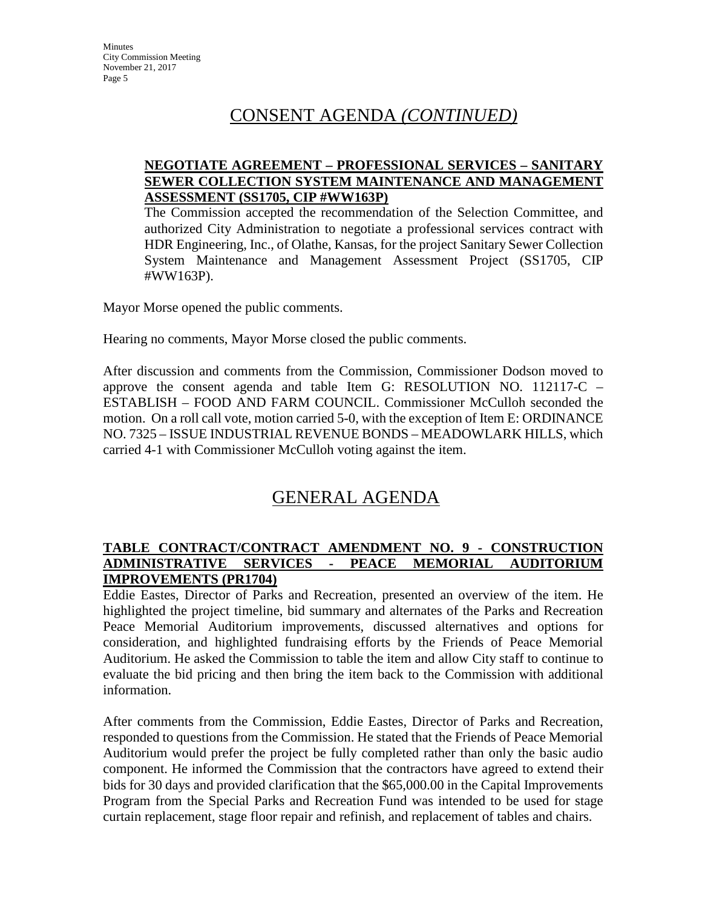# CONSENT AGENDA *(CONTINUED)*

**NEGOTIATE AGREEMENT – PROFESSIONAL SERVICES – SANITARY SEWER COLLECTION SYSTEM MAINTENANCE AND MANAGEMENT ASSESSMENT (SS1705, CIP #WW163P)**

The Commission accepted the recommendation of the Selection Committee, and authorized City Administration to negotiate a professional services contract with HDR Engineering, Inc., of Olathe, Kansas, for the project Sanitary Sewer Collection System Maintenance and Management Assessment Project (SS1705, CIP #WW163P).

Mayor Morse opened the public comments.

Hearing no comments, Mayor Morse closed the public comments.

After discussion and comments from the Commission, Commissioner Dodson moved to approve the consent agenda and table Item G: RESOLUTION NO. 112117-C – ESTABLISH – FOOD AND FARM COUNCIL. Commissioner McCulloh seconded the motion. On a roll call vote, motion carried 5-0, with the exception of Item E: ORDINANCE NO. 7325 – ISSUE INDUSTRIAL REVENUE BONDS – MEADOWLARK HILLS, which carried 4-1 with Commissioner McCulloh voting against the item.

# GENERAL AGENDA

**TABLE CONTRACT/CONTRACT AMENDMENT NO. 9 - CONSTRUCTION ADMINISTRATIVE SERVICES - PEACE MEMORIAL AUDITORIUM IMPROVEMENTS (PR1704)**

Eddie Eastes, Director of Parks and Recreation, presented an overview of the item. He highlighted the project timeline, bid summary and alternates of the Parks and Recreation Peace Memorial Auditorium improvements, discussed alternatives and options for consideration, and highlighted fundraising efforts by the Friends of Peace Memorial Auditorium. He asked the Commission to table the item and allow City staff to continue to evaluate the bid pricing and then bring the item back to the Commission with additional information.

After comments from the Commission, Eddie Eastes, Director of Parks and Recreation, responded to questions from the Commission. He stated that the Friends of Peace Memorial Auditorium would prefer the project be fully completed rather than only the basic audio component. He informed the Commission that the contractors have agreed to extend their bids for 30 days and provided clarification that the $65,000.00 in the Capital Improvements Program from the Special Parks and Recreation Fund was intended to be used for stage curtain replacement, stage floor repair and refinish, and replacement of tables and chairs.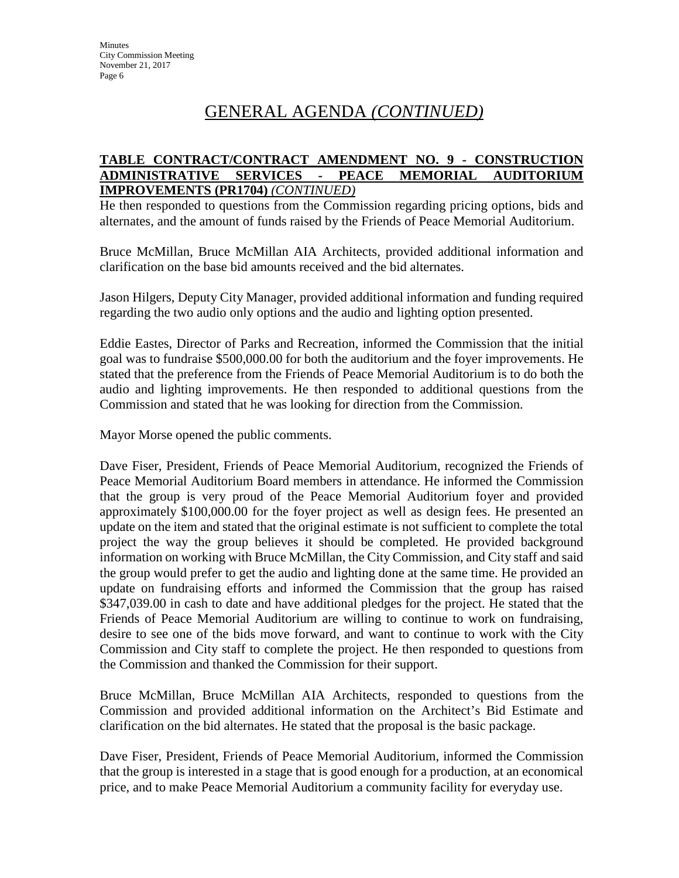# GENERAL AGENDA *(CONTINUED)*

**TABLE CONTRACT/CONTRACT AMENDMENT NO. 9 - CONSTRUCTION ADMINISTRATIVE SERVICES - PEACE MEMORIAL AUDITORIUM IMPROVEMENTS (PR1704)** ***(CONTINUED)***

He then responded to questions from the Commission regarding pricing options, bids and alternates, and the amount of funds raised by the Friends of Peace Memorial Auditorium.

Bruce McMillan, Bruce McMillan AIA Architects, provided additional information and clarification on the base bid amounts received and the bid alternates.

Jason Hilgers, Deputy City Manager, provided additional information and funding required regarding the two audio only options and the audio and lighting option presented.

Eddie Eastes, Director of Parks and Recreation, informed the Commission that the initial goal was to fundraise $500,000.00 for both the auditorium and the foyer improvements. He stated that the preference from the Friends of Peace Memorial Auditorium is to do both the audio and lighting improvements. He then responded to additional questions from the Commission and stated that he was looking for direction from the Commission.

Mayor Morse opened the public comments.

Dave Fiser, President, Friends of Peace Memorial Auditorium, recognized the Friends of Peace Memorial Auditorium Board members in attendance. He informed the Commission that the group is very proud of the Peace Memorial Auditorium foyer and provided approximately $100,000.00 for the foyer project as well as design fees. He presented an update on the item and stated that the original estimate is not sufficient to complete the total project the way the group believes it should be completed. He provided background information on working with Bruce McMillan, the City Commission, and City staff and said the group would prefer to get the audio and lighting done at the same time. He provided an update on fundraising efforts and informed the Commission that the group has raised $347,039.00 in cash to date and have additional pledges for the project. He stated that the Friends of Peace Memorial Auditorium are willing to continue to work on fundraising, desire to see one of the bids move forward, and want to continue to work with the City Commission and City staff to complete the project. He then responded to questions from the Commission and thanked the Commission for their support.

Bruce McMillan, Bruce McMillan AIA Architects, responded to questions from the Commission and provided additional information on the Architect's Bid Estimate and clarification on the bid alternates. He stated that the proposal is the basic package.

Dave Fiser, President, Friends of Peace Memorial Auditorium, informed the Commission that the group is interested in a stage that is good enough for a production, at an economical price, and to make Peace Memorial Auditorium a community facility for everyday use.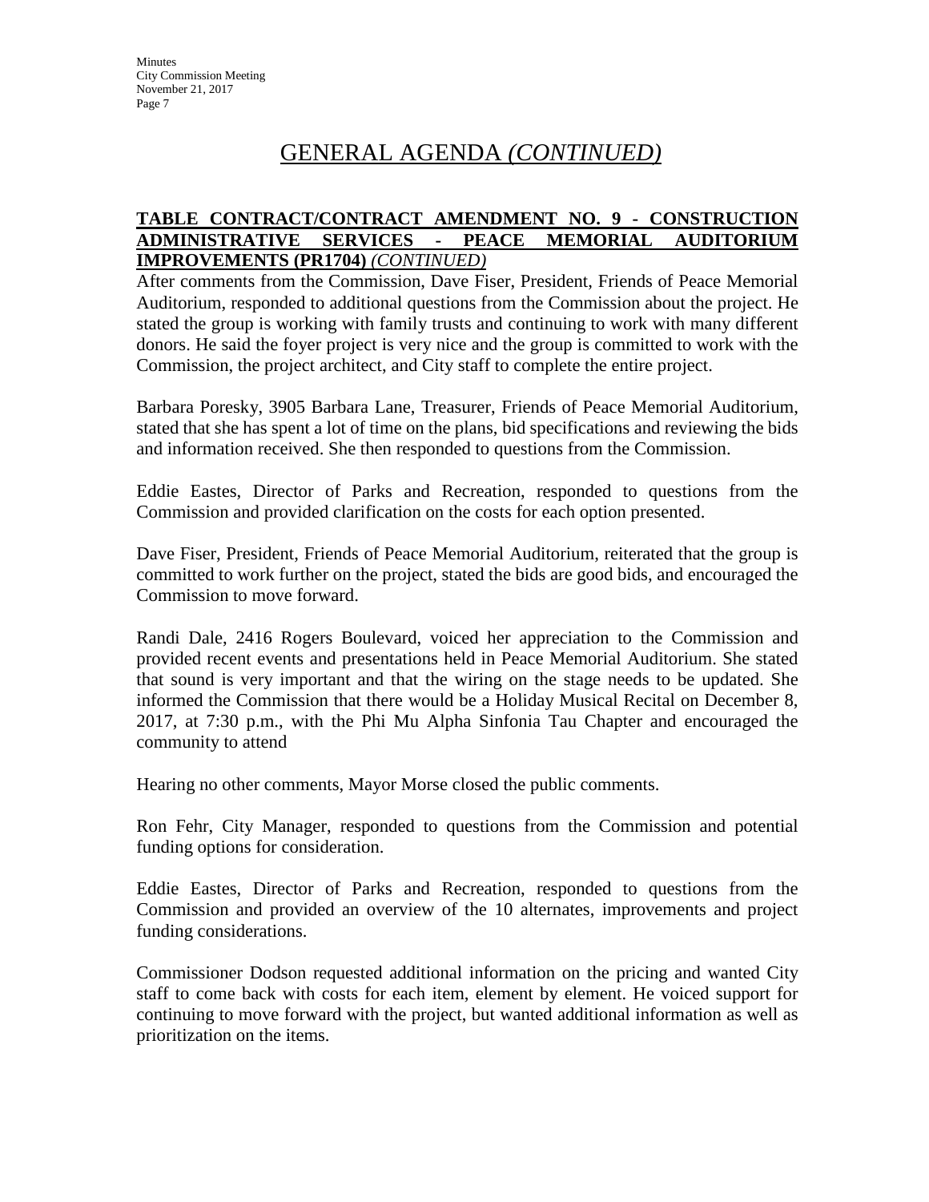## GENERAL AGENDA *(CONTINUED)*

**TABLE CONTRACT/CONTRACT AMENDMENT NO. 9 - CONSTRUCTION ADMINISTRATIVE SERVICES - PEACE MEMORIAL AUDITORIUM IMPROVEMENTS (PR1704)** *(CONTINUED)*

After comments from the Commission, Dave Fiser, President, Friends of Peace Memorial Auditorium, responded to additional questions from the Commission about the project. He stated the group is working with family trusts and continuing to work with many different donors. He said the foyer project is very nice and the group is committed to work with the Commission, the project architect, and City staff to complete the entire project.

Barbara Poresky, 3905 Barbara Lane, Treasurer, Friends of Peace Memorial Auditorium, stated that she has spent a lot of time on the plans, bid specifications and reviewing the bids and information received. She then responded to questions from the Commission.

Eddie Eastes, Director of Parks and Recreation, responded to questions from the Commission and provided clarification on the costs for each option presented.

Dave Fiser, President, Friends of Peace Memorial Auditorium, reiterated that the group is committed to work further on the project, stated the bids are good bids, and encouraged the Commission to move forward.

Randi Dale, 2416 Rogers Boulevard, voiced her appreciation to the Commission and provided recent events and presentations held in Peace Memorial Auditorium. She stated that sound is very important and that the wiring on the stage needs to be updated. She informed the Commission that there would be a Holiday Musical Recital on December 8, 2017, at 7:30 p.m., with the Phi Mu Alpha Sinfonia Tau Chapter and encouraged the community to attend

Hearing no other comments, Mayor Morse closed the public comments.

Ron Fehr, City Manager, responded to questions from the Commission and potential funding options for consideration.

Eddie Eastes, Director of Parks and Recreation, responded to questions from the Commission and provided an overview of the 10 alternates, improvements and project funding considerations.

Commissioner Dodson requested additional information on the pricing and wanted City staff to come back with costs for each item, element by element. He voiced support for continuing to move forward with the project, but wanted additional information as well as prioritization on the items.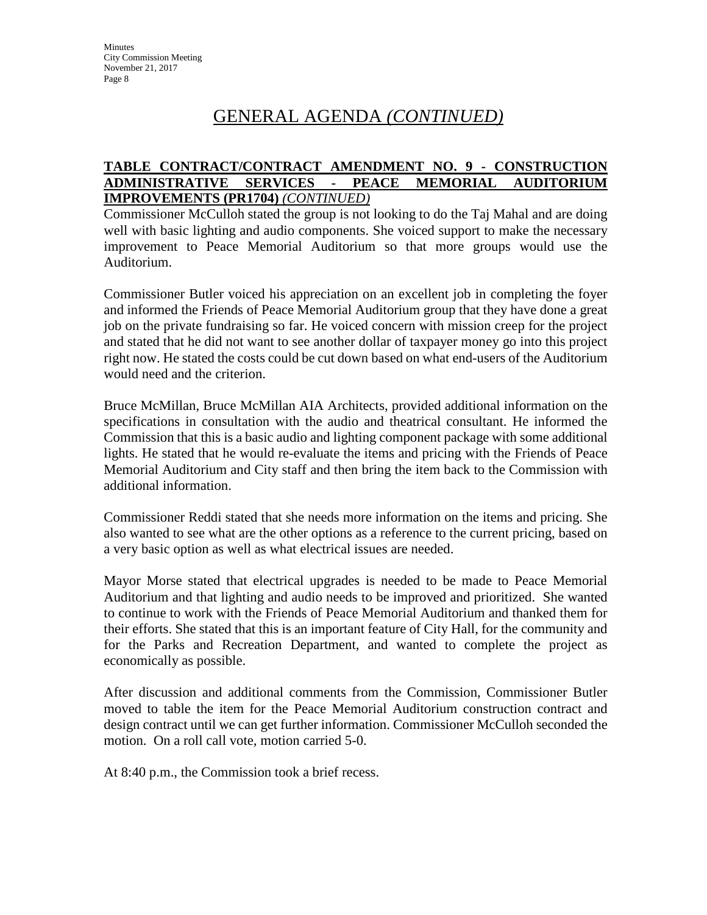# GENERAL AGENDA *(CONTINUED)*

**TABLE CONTRACT/CONTRACT AMENDMENT NO. 9 - CONSTRUCTION ADMINISTRATIVE SERVICES - PEACE MEMORIAL AUDITORIUM IMPROVEMENTS (PR1704)** *(CONTINUED)*

Commissioner McCulloh stated the group is not looking to do the Taj Mahal and are doing well with basic lighting and audio components. She voiced support to make the necessary improvement to Peace Memorial Auditorium so that more groups would use the Auditorium.

Commissioner Butler voiced his appreciation on an excellent job in completing the foyer and informed the Friends of Peace Memorial Auditorium group that they have done a great job on the private fundraising so far. He voiced concern with mission creep for the project and stated that he did not want to see another dollar of taxpayer money go into this project right now. He stated the costs could be cut down based on what end-users of the Auditorium would need and the criterion.

Bruce McMillan, Bruce McMillan AIA Architects, provided additional information on the specifications in consultation with the audio and theatrical consultant. He informed the Commission that this is a basic audio and lighting component package with some additional lights. He stated that he would re-evaluate the items and pricing with the Friends of Peace Memorial Auditorium and City staff and then bring the item back to the Commission with additional information.

Commissioner Reddi stated that she needs more information on the items and pricing. She also wanted to see what are the other options as a reference to the current pricing, based on a very basic option as well as what electrical issues are needed.

Mayor Morse stated that electrical upgrades is needed to be made to Peace Memorial Auditorium and that lighting and audio needs to be improved and prioritized. She wanted to continue to work with the Friends of Peace Memorial Auditorium and thanked them for their efforts. She stated that this is an important feature of City Hall, for the community and for the Parks and Recreation Department, and wanted to complete the project as economically as possible.

After discussion and additional comments from the Commission, Commissioner Butler moved to table the item for the Peace Memorial Auditorium construction contract and design contract until we can get further information. Commissioner McCulloh seconded the motion. On a roll call vote, motion carried 5-0.

At 8:40 p.m., the Commission took a brief recess.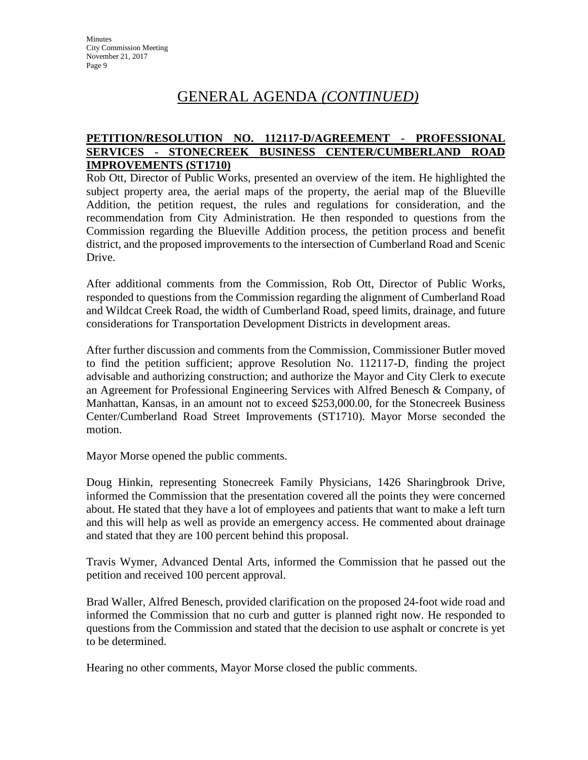# GENERAL AGENDA *(CONTINUED)*

**PETITION/RESOLUTION NO. 112117-D/AGREEMENT - PROFESSIONAL SERVICES - STONECREEK BUSINESS CENTER/CUMBERLAND ROAD IMPROVEMENTS (ST1710)**

Rob Ott, Director of Public Works, presented an overview of the item. He highlighted the subject property area, the aerial maps of the property, the aerial map of the Blueville Addition, the petition request, the rules and regulations for consideration, and the recommendation from City Administration. He then responded to questions from the Commission regarding the Blueville Addition process, the petition process and benefit district, and the proposed improvements to the intersection of Cumberland Road and Scenic Drive.

After additional comments from the Commission, Rob Ott, Director of Public Works, responded to questions from the Commission regarding the alignment of Cumberland Road and Wildcat Creek Road, the width of Cumberland Road, speed limits, drainage, and future considerations for Transportation Development Districts in development areas.

After further discussion and comments from the Commission, Commissioner Butler moved to find the petition sufficient; approve Resolution No. 112117-D, finding the project advisable and authorizing construction; and authorize the Mayor and City Clerk to execute an Agreement for Professional Engineering Services with Alfred Benesch & Company, of Manhattan, Kansas, in an amount not to exceed $253,000.00, for the Stonecreek Business Center/Cumberland Road Street Improvements (ST1710). Mayor Morse seconded the motion.

Mayor Morse opened the public comments.

Doug Hinkin, representing Stonecreek Family Physicians, 1426 Sharingbrook Drive, informed the Commission that the presentation covered all the points they were concerned about. He stated that they have a lot of employees and patients that want to make a left turn and this will help as well as provide an emergency access. He commented about drainage and stated that they are 100 percent behind this proposal.

Travis Wymer, Advanced Dental Arts, informed the Commission that he passed out the petition and received 100 percent approval.

Brad Waller, Alfred Benesch, provided clarification on the proposed 24-foot wide road and informed the Commission that no curb and gutter is planned right now. He responded to questions from the Commission and stated that the decision to use asphalt or concrete is yet to be determined.

Hearing no other comments, Mayor Morse closed the public comments.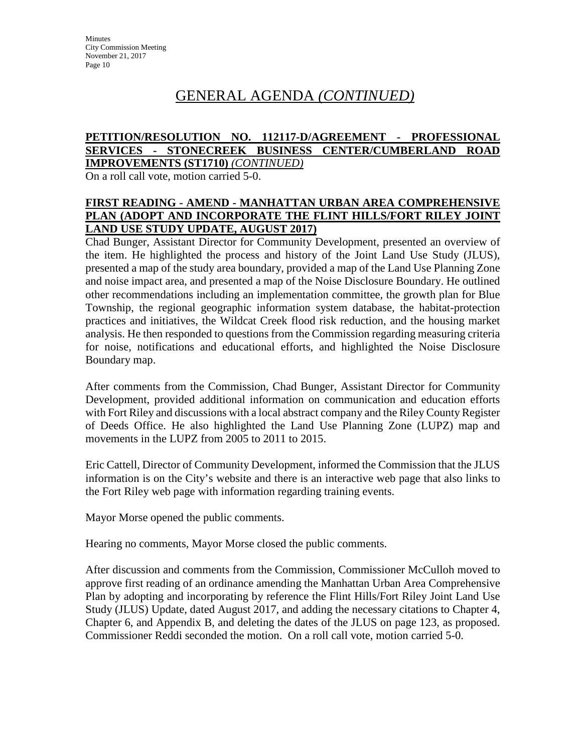# GENERAL AGENDA *(CONTINUED)*

**PETITION/RESOLUTION NO. 112117-D/AGREEMENT - PROFESSIONAL SERVICES - STONECREEK BUSINESS CENTER/CUMBERLAND ROAD IMPROVEMENTS (ST1710)** *(CONTINUED)*

On a roll call vote, motion carried 5-0.

**FIRST READING - AMEND - MANHATTAN URBAN AREA COMPREHENSIVE PLAN (ADOPT AND INCORPORATE THE FLINT HILLS/FORT RILEY JOINT LAND USE STUDY UPDATE, AUGUST 2017)**

Chad Bunger, Assistant Director for Community Development, presented an overview of the item. He highlighted the process and history of the Joint Land Use Study (JLUS), presented a map of the study area boundary, provided a map of the Land Use Planning Zone and noise impact area, and presented a map of the Noise Disclosure Boundary. He outlined other recommendations including an implementation committee, the growth plan for Blue Township, the regional geographic information system database, the habitat-protection practices and initiatives, the Wildcat Creek flood risk reduction, and the housing market analysis. He then responded to questions from the Commission regarding measuring criteria for noise, notifications and educational efforts, and highlighted the Noise Disclosure Boundary map.

After comments from the Commission, Chad Bunger, Assistant Director for Community Development, provided additional information on communication and education efforts with Fort Riley and discussions with a local abstract company and the Riley County Register of Deeds Office. He also highlighted the Land Use Planning Zone (LUPZ) map and movements in the LUPZ from 2005 to 2011 to 2015.

Eric Cattell, Director of Community Development, informed the Commission that the JLUS information is on the City's website and there is an interactive web page that also links to the Fort Riley web page with information regarding training events.

Mayor Morse opened the public comments.

Hearing no comments, Mayor Morse closed the public comments.

After discussion and comments from the Commission, Commissioner McCulloh moved to approve first reading of an ordinance amending the Manhattan Urban Area Comprehensive Plan by adopting and incorporating by reference the Flint Hills/Fort Riley Joint Land Use Study (JLUS) Update, dated August 2017, and adding the necessary citations to Chapter 4, Chapter 6, and Appendix B, and deleting the dates of the JLUS on page 123, as proposed. Commissioner Reddi seconded the motion. On a roll call vote, motion carried 5-0.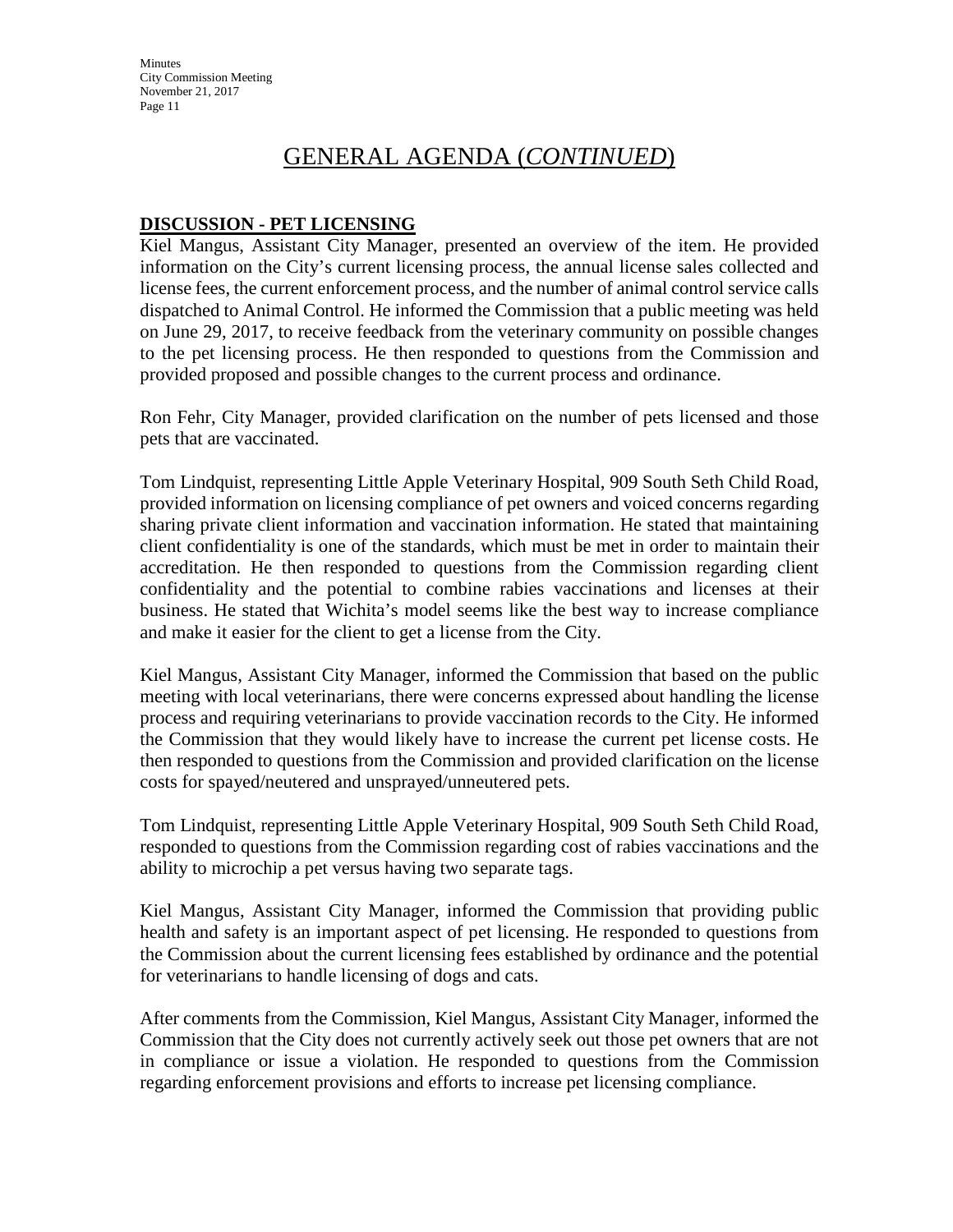# GENERAL AGENDA (*CONTINUED*)

**DISCUSSION - PET LICENSING**

Kiel Mangus, Assistant City Manager, presented an overview of the item. He provided information on the City's current licensing process, the annual license sales collected and license fees, the current enforcement process, and the number of animal control service calls dispatched to Animal Control. He informed the Commission that a public meeting was held on June 29, 2017, to receive feedback from the veterinary community on possible changes to the pet licensing process. He then responded to questions from the Commission and provided proposed and possible changes to the current process and ordinance.

Ron Fehr, City Manager, provided clarification on the number of pets licensed and those pets that are vaccinated.

Tom Lindquist, representing Little Apple Veterinary Hospital, 909 South Seth Child Road, provided information on licensing compliance of pet owners and voiced concerns regarding sharing private client information and vaccination information. He stated that maintaining client confidentiality is one of the standards, which must be met in order to maintain their accreditation. He then responded to questions from the Commission regarding client confidentiality and the potential to combine rabies vaccinations and licenses at their business. He stated that Wichita's model seems like the best way to increase compliance and make it easier for the client to get a license from the City.

Kiel Mangus, Assistant City Manager, informed the Commission that based on the public meeting with local veterinarians, there were concerns expressed about handling the license process and requiring veterinarians to provide vaccination records to the City. He informed the Commission that they would likely have to increase the current pet license costs. He then responded to questions from the Commission and provided clarification on the license costs for spayed/neutered and unsprayed/unneutered pets.

Tom Lindquist, representing Little Apple Veterinary Hospital, 909 South Seth Child Road, responded to questions from the Commission regarding cost of rabies vaccinations and the ability to microchip a pet versus having two separate tags.

Kiel Mangus, Assistant City Manager, informed the Commission that providing public health and safety is an important aspect of pet licensing. He responded to questions from the Commission about the current licensing fees established by ordinance and the potential for veterinarians to handle licensing of dogs and cats.

After comments from the Commission, Kiel Mangus, Assistant City Manager, informed the Commission that the City does not currently actively seek out those pet owners that are not in compliance or issue a violation. He responded to questions from the Commission regarding enforcement provisions and efforts to increase pet licensing compliance.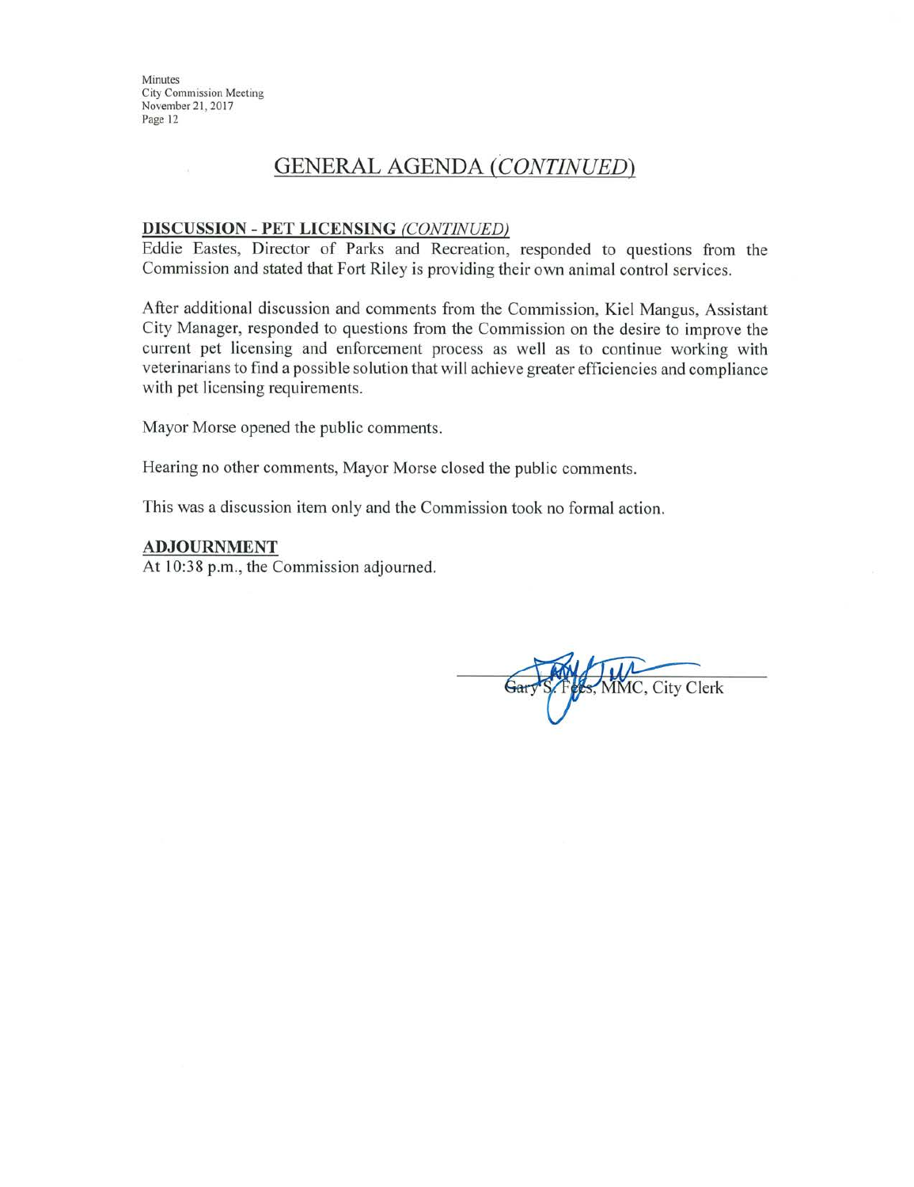## GENERAL AGENDA *(CONTINUED)*

**DISCUSSION - PET LICENSING** *(CONTINUED)*

Eddie Eastes, Director of Parks and Recreation, responded to questions from the Commission and stated that Fort Riley is providing their own animal control services.

After additional discussion and comments from the Commission, Kiel Mangus, Assistant City Manager, responded to questions from the Commission on the desire to improve the current pet licensing and enforcement process as well as to continue working with veterinarians to find a possible solution that will achieve greater efficiencies and compliance with pet licensing requirements.

Mayor Morse opened the public comments.

Hearing no other comments, Mayor Morse closed the public comments.

This was a discussion item only and the Commission took no formal action.

**ADJOURNMENT**

At 10:38 p.m., the Commission adjourned.

Gary S. Fees, MMC, City Clerk